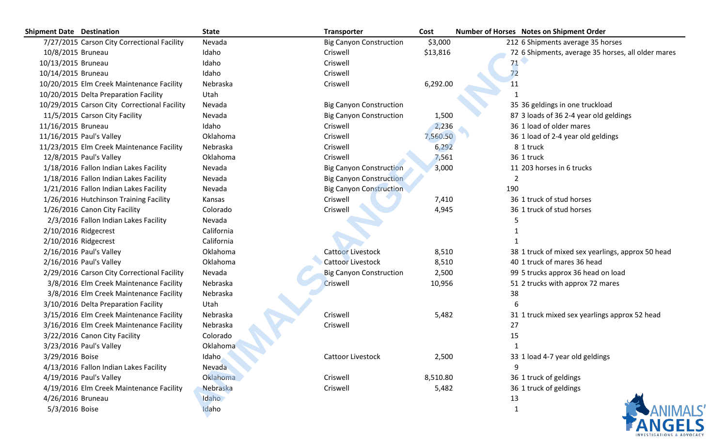| Shipment Date | Destination | State | Transporter | Cost | Number of Horses | Notes on Shipment Order |
|---|---|---|---|---|---|---|
| 7/27/2015 | Carson City Correctional Facility | Nevada | Big Canyon Construction | $3,000 | 212 | 6 Shipments average 35 horses |
| 10/8/2015 | Bruneau | Idaho | Criswell | $13,816 | 72 | 6 Shipments, average 35 horses, all older mares |
| 10/13/2015 | Bruneau | Idaho | Criswell | | 71 | |
| 10/14/2015 | Bruneau | Idaho | Criswell | | 72 | |
| 10/20/2015 | Elm Creek Maintenance Facility | Nebraska | Criswell | 6,292.00 | 11 | |
| 10/20/2015 | Delta Preparation Facility | Utah | | | 1 | |
| 10/29/2015 | Carson City Correctional Facility | Nevada | Big Canyon Construction | | 35 | 36 geldings in one truckload |
| 11/5/2015 | Carson City Facility | Nevada | Big Canyon Construction | 1,500 | 87 | 3 loads of 36 2-4 year old geldings |
| 11/16/2015 | Bruneau | Idaho | Criswell | 2,236 | 36 | 1 load of older mares |
| 11/16/2015 | Paul's Valley | Oklahoma | Criswell | 7,560.50 | 36 | 1 load of 2-4 year old geldings |
| 11/23/2015 | Elm Creek Maintenance Facility | Nebraska | Criswell | 6,292 | 8 | 1 truck |
| 12/8/2015 | Paul's Valley | Oklahoma | Criswell | 7,561 | 36 | 1 truck |
| 1/18/2016 | Fallon Indian Lakes Facility | Nevada | Big Canyon Construction | 3,000 | 11 | 203 horses in 6 trucks |
| 1/18/2016 | Fallon Indian Lakes Facility | Nevada | Big Canyon Construction | | 2 | |
| 1/21/2016 | Fallon Indian Lakes Facility | Nevada | Big Canyon Construction | | 190 | |
| 1/26/2016 | Hutchinson Training Facility | Kansas | Criswell | 7,410 | 36 | 1 truck of stud horses |
| 1/26/2016 | Canon City Facility | Colorado | Criswell | 4,945 | 36 | 1 truck of stud horses |
| 2/3/2016 | Fallon Indian Lakes Facility | Nevada | | | 5 | |
| 2/10/2016 | Ridgecrest | California | | | 1 | |
| 2/10/2016 | Ridgecrest | California | | | 1 | |
| 2/16/2016 | Paul's Valley | Oklahoma | Cattoor Livestock | 8,510 | 38 | 1 truck of mixed sex yearlings, approx 50 head |
| 2/16/2016 | Paul's Valley | Oklahoma | Cattoor Livestock | 8,510 | 40 | 1 truck of mares 36 head |
| 2/29/2016 | Carson City Correctional Facility | Nevada | Big Canyon Construction | 2,500 | 99 | 5 trucks approx 36 head on load |
| 3/8/2016 | Elm Creek Maintenance Facility | Nebraska | Criswell | 10,956 | 51 | 2 trucks with approx 72 mares |
| 3/8/2016 | Elm Creek Maintenance Facility | Nebraska | | | 38 | |
| 3/10/2016 | Delta Preparation Facility | Utah | | | 6 | |
| 3/15/2016 | Elm Creek Maintenance Facility | Nebraska | Criswell | 5,482 | 31 | 1 truck mixed sex yearlings approx 52 head |
| 3/16/2016 | Elm Creek Maintenance Facility | Nebraska | Criswell | | 27 | |
| 3/22/2016 | Canon City Facility | Colorado | | | 15 | |
| 3/23/2016 | Paul's Valley | Oklahoma | | | 1 | |
| 3/29/2016 | Boise | Idaho | Cattoor Livestock | 2,500 | 33 | 1 load 4-7 year old geldings |
| 4/13/2016 | Fallon Indian Lakes Facility | Nevada | | | 9 | |
| 4/19/2016 | Paul's Valley | Oklahoma | Criswell | 8,510.80 | 36 | 1 truck of geldings |
| 4/19/2016 | Elm Creek Maintenance Facility | Nebraska | Criswell | 5,482 | 36 | 1 truck of geldings |
| 4/26/2016 | Bruneau | Idaho | | | 13 | |
| 5/3/2016 | Boise | Idaho | | | 1 | |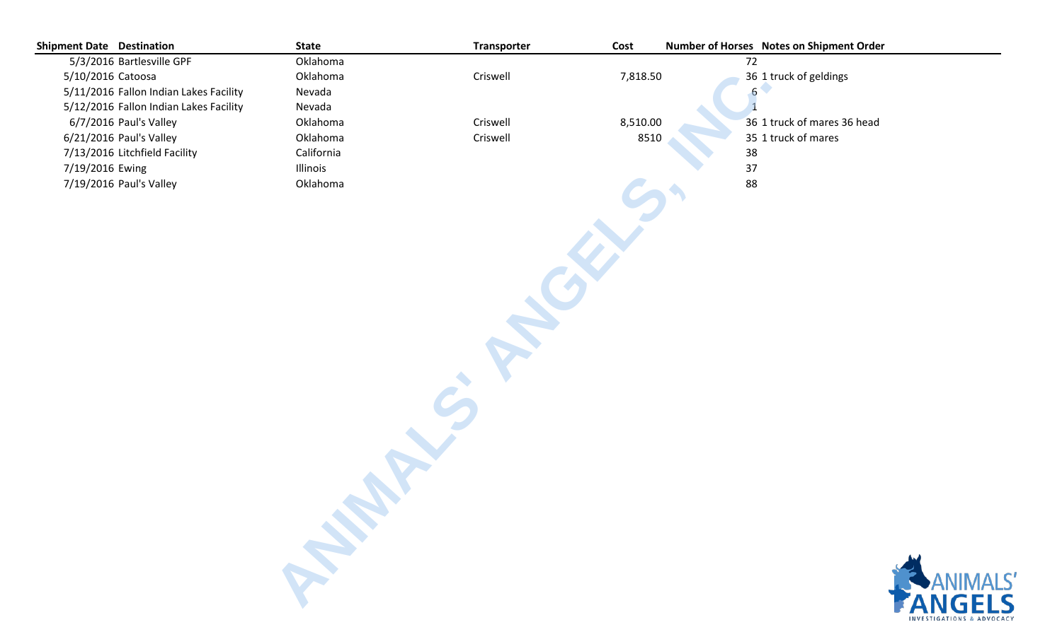| Shipment Date | Destination | State | Transporter | Cost | Number of Horses | Notes on Shipment Order |
|---|---|---|---|---|---|---|
| 5/3/2016 | Bartlesville GPF | Oklahoma | | | 72 | |
| 5/10/2016 | Catoosa | Oklahoma | Criswell | 7,818.50 | 36 | 1 truck of geldings |
| 5/11/2016 | Fallon Indian Lakes Facility | Nevada | | | 6 | |
| 5/12/2016 | Fallon Indian Lakes Facility | Nevada | | | 1 | |
| 6/7/2016 | Paul's Valley | Oklahoma | Criswell | 8,510.00 | 36 | 1 truck of mares 36 head |
| 6/21/2016 | Paul's Valley | Oklahoma | Criswell | 8510 | 35 | 1 truck of mares |
| 7/13/2016 | Litchfield Facility | California | | | 38 | |
| 7/19/2016 | Ewing | Illinois | | | 37 | |
| 7/19/2016 | Paul's Valley | Oklahoma | | | 88 | |